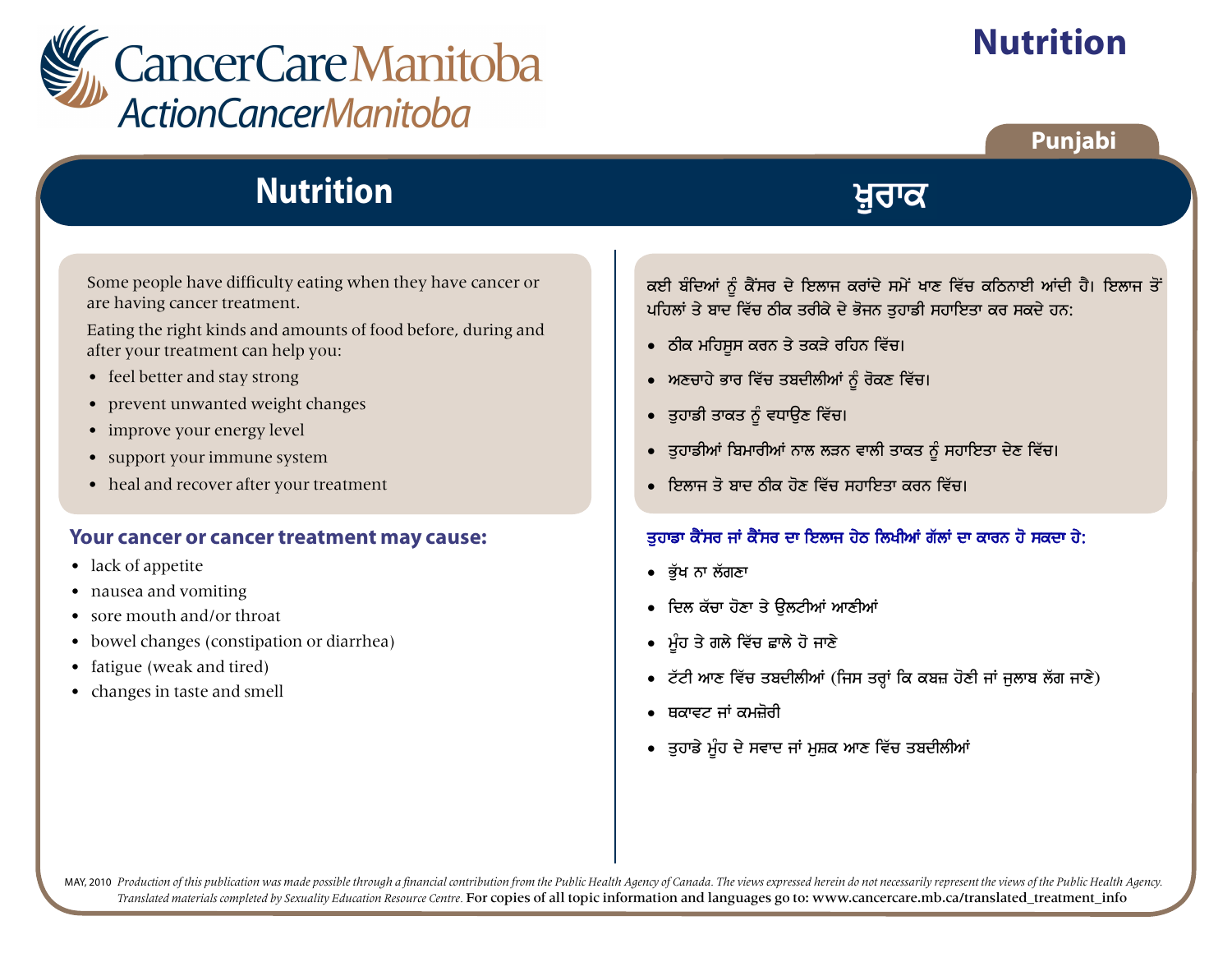# Nutrition

**Punjabi**

## Nutrition

Some people have difficulty eating when they have cancer or are having cancer treatment.

Eating the right kinds and amounts of food before, during and after your treatment can help you:

- feel better and stay strong
- prevent unwanted weight changes
- improve your energy level
- support your immune system
- heal and recover after your treatment

### Your cancer or cancer treatment may cause:

- lack of appetite
- nausea and vomiting
- sore mouth and/or throat
- bowel changes (constipation or diarrhea)
- fatigue (weak and tired)
- changes in taste and smell

## ਖ਼ੁਰਾਕ

ਕਈ ਬੰਦਿਆਂ ਨੂੰ ਕੈਂਸਰ ਦੇ ਇਲਾਜ ਕਰਾਂਦੇ ਸਮੇਂ ਖਾਣ ਵਿੱਚ ਕਠਿਨਾਈ ਆਂਦੀ ਹੈ। ਇਲਾਜ ਤੋਂ ਪਹਿਲਾਂ ਤੇ ਬਾਦ ਵਿੱਚ ਠੀਕ ਤਰੀਕੇ ਦੇ ਭੋਜਨ ਤੁਹਾਡੀ ਸਹਾਇਤਾ ਕਰ ਸਕਦੇ ਹਨ:

- ਠੀਕ ਮਹਿਸੂਸ ਕਰਨ ਤੇ ਤਕੜੇ ਰਹਿਣ ਵਿੱਚ।
- ਅਣਚਾਹੇ ਭਾਰ ਵਿੱਚ ਤਬਦੀਲੀਆਂ ਨੂੰ ਰੋਕਣ ਵਿੱਚ।
- ਤੁਹਾਡੀ ਤਾਕਤ ਨੂੰ ਵਧਾਉਣ ਵਿੱਚ।
- ਤੁਹਾਡੀਆਂ ਬਿਮਾਰੀਆਂ ਨਾਲ ਲੜਨ ਵਾਲੀ ਤਾਕਤ ਨੂੰ ਸਹਾਇਤਾ ਦੇਣ ਵਿੱਚ।
- ਇਲਾਜ ਤੋ ਬਾਦ ਠੀਕ ਹੋਣ ਵਿੱਚ ਸਹਾਇਤਾ ਕਰਨ ਵਿੱਚ।

### ਤੁਹਾਡਾ ਕੈਂਸਰ ਜਾਂ ਕੈਂਸਰ ਦਾ ਇਲਾਜ ਹੇਠ ਲਿਖੀਆਂ ਗੱਲਾਂ ਦਾ ਕਾਰਨ ਹੋ ਸਕਦਾ ਹੈ:

- ਭੁੱਖ ਨਾ ਲੱਗਣਾ
- ਦਿਲ ਕੱਚਾ ਹੋਣਾ ਤੇ ਉਲਟੀਆਂ ਆਣੀਆਂ
- ਮੂੰਹ ਤੇ ਗਲੇ ਵਿੱਚ ਛਾਲੇ ਹੋ ਜਾਣੇ
- ਟੱਟੀ ਆਣ ਵਿੱਚ ਤਬਦੀਲੀਆਂ (ਜਿਸ ਤਰ੍ਹਾਂ ਕਿ ਕਬਜ਼ ਹੋਣੀ ਜਾਂ ਜੁਲਾਬ ਲੱਗ ਜਾਣੇ)
- ਥਕਾਵਟ ਜਾਂ ਕਮਜ਼ੋਰੀ
- ਤੁਹਾਡੇ ਮੂੰਹ ਦੇ ਸਵਾਦ ਜਾਂ ਮੁਸ਼ਕ ਆਣ ਵਿੱਚ ਤਬਦੀਲੀਆਂ

MAY, 2010 *Production of this publication was made possible through a financial contribution from the Public Health Agency of Canada. The views expressed herein do not necessarily represent the views of the Public Health Agency. Translated materials completed by Sexuality Education Resource Centre.* For copies of all topic information and languages go to: www.cancercare.mb.ca/translated_treatment_info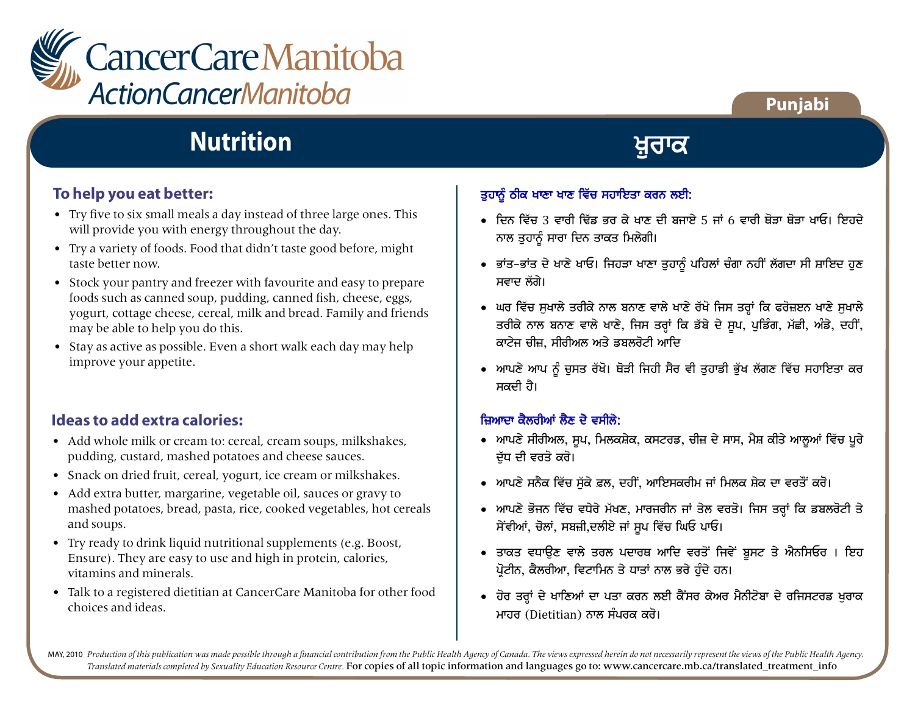CancerCare Manitoba
ActionCancerManitoba

Punjabi

# Nutrition

# ਖ਼ੁਰਾਕ

## To help you eat better:

- Try five to six small meals a day instead of three large ones. This will provide you with energy throughout the day.
- Try a variety of foods. Food that didn't taste good before, might taste better now.
- Stock your pantry and freezer with favourite and easy to prepare foods such as canned soup, pudding, canned fish, cheese, eggs, yogurt, cottage cheese, cereal, milk and bread. Family and friends may be able to help you do this.
- Stay as active as possible. Even a short walk each day may help improve your appetite.

## Ideas to add extra calories:

- Add whole milk or cream to: cereal, cream soups, milkshakes, pudding, custard, mashed potatoes and cheese sauces.
- Snack on dried fruit, cereal, yogurt, ice cream or milkshakes.
- Add extra butter, margarine, vegetable oil, sauces or gravy to mashed potatoes, bread, pasta, rice, cooked vegetables, hot cereals and soups.
- Try ready to drink liquid nutritional supplements (e.g. Boost, Ensure). They are easy to use and high in protein, calories, vitamins and minerals.
- Talk to a registered dietitian at CancerCare Manitoba for other food choices and ideas.

## ਤੁਹਾਨੂੰ ਠੀਕ ਖਾਣਾ ਖਾਣ ਵਿੱਚ ਸਹਾਇਤਾ ਕਰਨ ਲਈ:

- ਦਿਨ ਵਿੱਚ 3 ਵਾਰੀ ਢਿੱਡ ਭਰ ਕੇ ਖਾਣ ਦੀ ਬਜਾਏ 5 ਜਾਂ 6 ਵਾਰੀ ਥੋੜਾ ਥੋੜਾ ਖਾਓ। ਇਹਦੇ ਨਾਲ ਤੁਹਾਨੂੰ ਸਾਰਾ ਦਿਨ ਤਾਕਤ ਮਿਲੇਗੀ।
- ਭਾਂਤ-ਭਾਂਤ ਦੇ ਖਾਣੇ ਖਾਓ। ਜਿਹੜਾ ਖਾਣਾ ਤੁਹਾਨੂੰ ਪਹਿਲਾਂ ਚੰਗਾ ਨਹੀਂ ਲੱਗਦਾ ਸੀ ਸ਼ਾਇਦ ਹੁਣ ਸਵਾਦ ਲੱਗੇ।
- ਘਰ ਵਿੱਚ ਸੁਖਾਲੇ ਤਰੀਕੇ ਨਾਲ ਬਨਾਣ ਵਾਲੇ ਖਾਣੇ ਰੱਖੋ ਜਿਸ ਤਰ੍ਹਾਂ ਕਿ ਫਰੋਜ਼ਣ ਖਾਣੇ ਸੁਖਾਲੇ ਤਰੀਕੇ ਨਾਲ ਬਨਾਣ ਵਾਲੇ ਖਾਣੇ, ਜਿਸ ਤਰ੍ਹਾਂ ਕਿ ਡੱਬੇ ਦੇ ਸੂਪ, ਪੁਡਿੰਗ, ਮੱਛੀ, ਅੰਡੇ, ਦਹੀਂ, ਕਾਟੇਜ ਚੀਜ਼, ਸੀਰੀਅਲ ਅਤੇ ਡਬਲਰੋਟੀ ਆਦਿ
- ਆਪਣੇ ਆਪ ਨੂੰ ਚੁਸਤ ਰੱਖੋ। ਥੋੜੀ ਜਿਹੀ ਸੈਰ ਵੀ ਤੁਹਾਡੀ ਭੁੱਖ ਲੱਗਣ ਵਿੱਚ ਸਹਾਇਤਾ ਕਰ ਸਕਦੀ ਹੈ।

## ਜ਼ਿਆਦਾ ਕੈਲਰੀਆਂ ਲੈਣ ਦੇ ਵਸੀਲੇ:

- ਆਪਣੇ ਸੀਰੀਅਲ, ਸੂਪ, ਮਿਲਕਸ਼ੇਕ, ਕਸਟਰਡ, ਚੀਜ਼ ਦੇ ਸਾਸ, ਮੈਸ਼ ਕੀਤੇ ਆਲੂਆਂ ਵਿੱਚ ਪੂਰੇ ਦੁੱਧ ਦੀ ਵਰਤੋ ਕਰੋ।
- ਆਪਣੇ ਸਨੈਕ ਵਿੱਚ ਸੁੱਕੇ ਫ਼ਲ, ਦਹੀਂ, ਆਇਸਕਰੀਮ ਜਾਂ ਮਿਲਕ ਸ਼ੇਕ ਦਾ ਵਰਤੋਂ ਕਰੋ।
- ਆਪਣੇ ਭੋਜਨ ਵਿੱਚ ਵਧੇਰੇ ਮੱਖਣ, ਮਾਰਜਰੀਨ ਜਾਂ ਤੇਲ ਵਰਤੋ। ਜਿਸ ਤਰ੍ਹਾਂ ਕਿ ਡਬਲਰੋਟੀ ਤੇ ਸੇਂਵੀਆਂ, ਚੋਲਾਂ, ਸਬਜ਼ੀ,ਦਲੀਏ ਜਾਂ ਸੂਪ ਵਿੱਚ ਘਿਓ ਪਾਓ।
- ਤਾਕਤ ਵਧਾਉਣ ਵਾਲੇ ਤਰਲ ਪਦਾਰਥ ਆਦਿ ਵਰਤੋਂ ਜਿਵੇਂ ਬੂਸਟ ਤੇ ਐਨਸਿਓਰ । ਇਹ ਪ੍ਰੋਟੀਨ, ਕੈਲਰੀਆ, ਵਿਟਾਮਿਨ ਤੇ ਧਾਤਾਂ ਨਾਲ ਭਰੇ ਹੁੰਦੇ ਹਨ।
- ਹੋਰ ਤਰ੍ਹਾਂ ਦੇ ਖਾਣਿਆਂ ਦਾ ਪਤਾ ਕਰਨ ਲਈ ਕੈਂਸਰ ਕੇਅਰ ਮੈਨੀਟੋਬਾ ਦੇ ਰਜਿਸਟਰਡ ਖੁਰਾਕ ਮਾਹਰ (Dietitian) ਨਾਲ ਸੰਪਰਕ ਕਰੋ।

MAY, 2010 *Production of this publication was made possible through a financial contribution from the Public Health Agency of Canada. The views expressed herein do not necessarily represent the views of the Public Health Agency. Translated materials completed by Sexuality Education Resource Centre.* For copies of all topic information and languages go to: www.cancercare.mb.ca/translated_treatment_info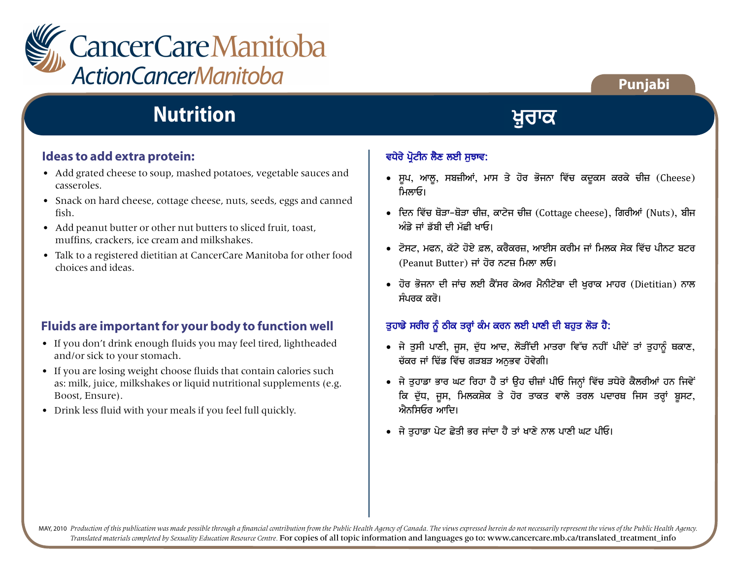CancerCare Manitoba
ActionCancerManitoba

Punjabi

# Nutrition

# ਖ਼ੁਰਾਕ

## Ideas to add extra protein:

- Add grated cheese to soup, mashed potatoes, vegetable sauces and casseroles.
- Snack on hard cheese, cottage cheese, nuts, seeds, eggs and canned fish.
- Add peanut butter or other nut butters to sliced fruit, toast, muffins, crackers, ice cream and milkshakes.
- Talk to a registered dietitian at CancerCare Manitoba for other food choices and ideas.

## ਵਧੇਰੇ ਪ੍ਰੋਟੀਨ ਲੈਣ ਲਈ ਸੁਝਾਵ:

- ਸੂਪ, ਆਲੂ, ਸਬਜ਼ੀਆਂ, ਮਾਸ ਤੇ ਹੋਰ ਭੋਜਨਾ ਵਿੱਚ ਕਦੂਕਸ ਕਰਕੇ ਚੀਜ਼ (Cheese) ਮਿਲਾਓ।
- ਦਿਨ ਵਿੱਚ ਥੋੜਾ-ਥੋੜਾ ਚੀਜ਼, ਕਾਟੇਜ ਚੀਜ਼ (Cottage cheese), ਗਿਰੀਆਂ (Nuts), ਬੀਜ ਅੰਡੇ ਜਾਂ ਡੱਬੀ ਦੀ ਮੱਛੀ ਖਾਓ।
- ਟੋਸਟ, ਮਫਨ, ਕੱਟੇ ਹੋਏ ਫ਼ਲ, ਕਰੈਕਰਜ਼, ਆਈਸ ਕਰੀਮ ਜਾਂ ਮਿਲਕ ਸੇਕ ਵਿੱਚ ਪੀਨਟ ਬਟਰ (Peanut Butter) ਜਾਂ ਹੋਰ ਨਟਜ਼ ਮਿਲਾ ਲਓ।
- ਹੋਰ ਭੋਜਨਾ ਦੀ ਜਾਂਚ ਲਈ ਕੈਂਸਰ ਕੇਅਰ ਮੈਨੀਟੋਬਾ ਦੀ ਖੁਰਾਕ ਮਾਹਰ (Dietitian) ਨਾਲ ਸੰਪਰਕ ਕਰੋ।

## Fluids are important for your body to function well

- If you don't drink enough fluids you may feel tired, lightheaded and/or sick to your stomach.
- If you are losing weight choose fluids that contain calories such as: milk, juice, milkshakes or liquid nutritional supplements (e.g. Boost, Ensure).
- Drink less fluid with your meals if you feel full quickly.

## ਤੁਹਾਡੇ ਸਰੀਰ ਨੂੰ ਠੀਕ ਤਰ੍ਹਾਂ ਕੰਮ ਕਰਨ ਲਈ ਪਾਣੀ ਦੀ ਬਹੁਤ ਲੋੜ ਹੈ:

- ਜੇ ਤੁਸੀ ਪਾਣੀ, ਜੂਸ, ਦੁੱਧ ਆਦ, ਲੋੜੀਂਦੀ ਮਾਤਰਾ ਵਿੱਚ ਨਹੀਂ ਪੀਦੇਂ ਤਾਂ ਤੁਹਾਨੂੰ ਥਕਾਣ, ਚੱਕਰ ਜਾਂ ਢਿੱਡ ਵਿੱਚ ਗੜਬੜ ਅਨੁਭਵ ਹੋਵੇਗੀ।
- ਜੇ ਤੁਹਾਡਾ ਭਾਰ ਘਟ ਰਿਹਾ ਹੈ ਤਾਂ ਉਹ ਚੀਜ਼ਾਂ ਪੀਓ ਜਿਨ੍ਹਾਂ ਵਿੱਚ ਜ਼ਧੇਰੇ ਕੈਲਰੀਆਂ ਹਨ ਜਿਵੇਂ ਕਿ ਦੁੱਧ, ਜੂਸ, ਮਿਲਕਸ਼ੇਕ ਤੇ ਹੋਰ ਤਾਕਤ ਵਾਲੇ ਤਰਲ ਪਦਾਰਥ ਜਿਸ ਤਰ੍ਹਾਂ ਬੂਸਟ, ਐਨਸਿਓਰ ਆਦਿ।
- ਜੇ ਤੁਹਾਡਾ ਪੇਟ ਛੇਤੀ ਭਰ ਜਾਂਦਾ ਹੈ ਤਾਂ ਖਾਣੇ ਨਾਲ ਪਾਣੀ ਘਟ ਪੀਓ।

MAY, 2010 *Production of this publication was made possible through a financial contribution from the Public Health Agency of Canada. The views expressed herein do not necessarily represent the views of the Public Health Agency. Translated materials completed by Sexuality Education Resource Centre.* For copies of all topic information and languages go to: www.cancercare.mb.ca/translated_treatment_info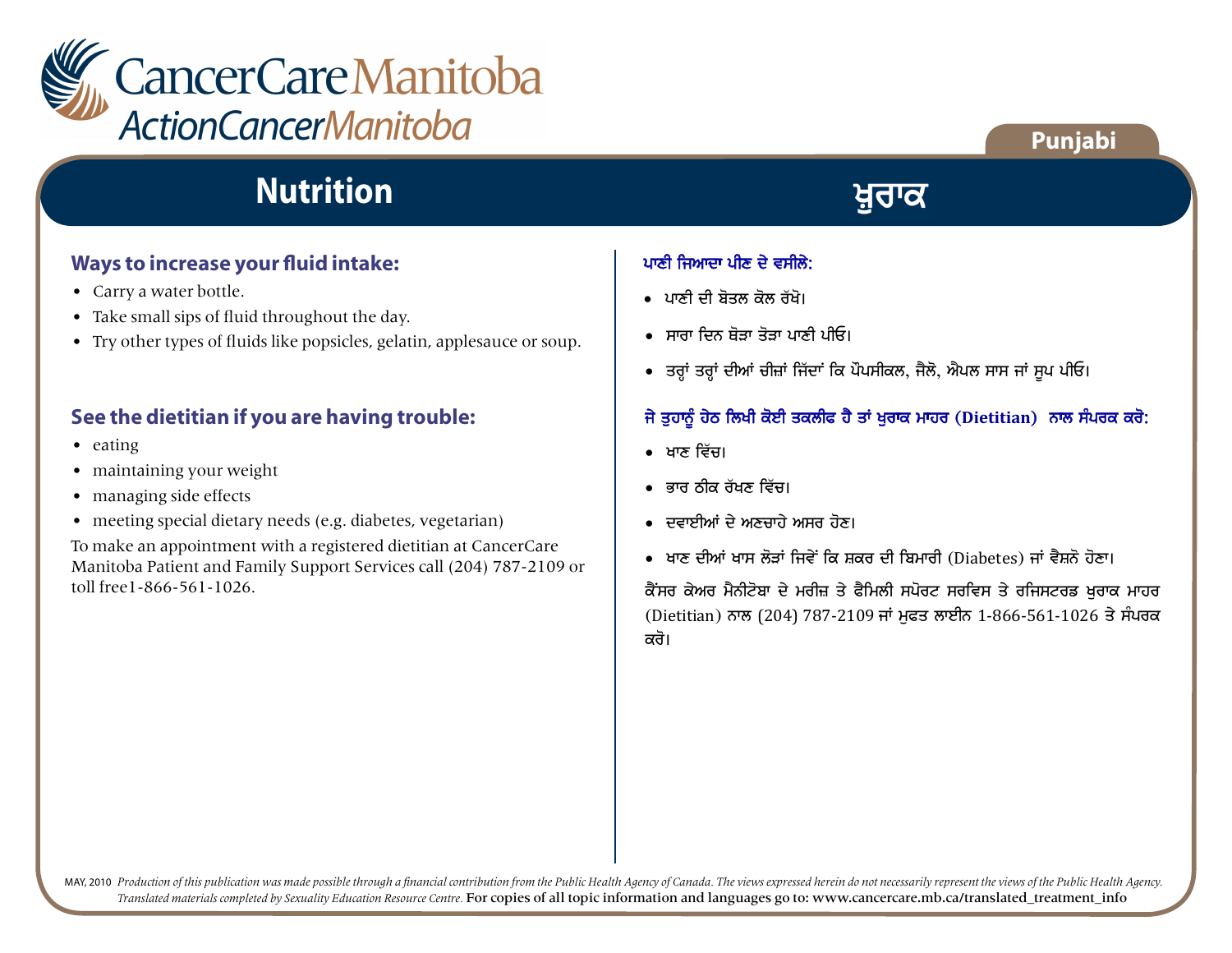CancerCare Manitoba
ActionCancerManitoba

Punjabi

# Nutrition

# ਖ਼ੁਰਾਕ

## Ways to increase your fluid intake:

- Carry a water bottle.
- Take small sips of fluid throughout the day.
- Try other types of fluids like popsicles, gelatin, applesauce or soup.

## See the dietitian if you are having trouble:

- eating
- maintaining your weight
- managing side effects
- meeting special dietary needs (e.g. diabetes, vegetarian)

To make an appointment with a registered dietitian at CancerCare Manitoba Patient and Family Support Services call (204) 787-2109 or toll free1-866-561-1026.

## ਪਾਣੀ ਜਿਆਦਾ ਪੀਣ ਦੇ ਵਸੀਲੇ:

- ਪਾਣੀ ਦੀ ਬੋਤਲ ਕੋਲ ਰੱਖੋ।
- ਸਾਰਾ ਦਿਨ ਥੋੜਾ ਤੋੜਾ ਪਾਣੀ ਪੀਓ।
- ਤਰ੍ਹਾਂ ਤਰ੍ਹਾਂ ਦੀਆਂ ਚੀਜ਼ਾਂ ਜਿੱਦਾਂ ਕਿ ਪੌਪਸੀਕਲ, ਜੈਲੋ, ਐਪਲ ਸਾਸ ਜਾਂ ਸੂਪ ਪੀਓ।

## ਜੇ ਤੁਹਾਨੂੰ ਹੇਠ ਲਿਖੀ ਕੋਈ ਤਕਲੀਫ ਹੈ ਤਾਂ ਖੁਰਾਕ ਮਾਹਰ (Dietitian) ਨਾਲ ਸੰਪਰਕ ਕਰੋ:

- ਖਾਣ ਵਿੱਚ।
- ਭਾਰ ਠੀਕ ਰੱਖਣ ਵਿੱਚ।
- ਦਵਾਈਆਂ ਦੇ ਅਣਚਾਹੇ ਅਸਰ ਹੋਣ।
- ਖਾਣ ਦੀਆਂ ਖਾਸ ਲੋੜਾਂ ਜਿਵੇਂ ਕਿ ਸ਼ਕਰ ਦੀ ਬਿਮਾਰੀ (Diabetes) ਜਾਂ ਵੈਸ਼ਨੋ ਹੋਣਾ।

ਕੈਂਸਰ ਕੇਅਰ ਮੈਨੀਟੋਬਾ ਦੇ ਮਰੀਜ਼ ਤੇ ਫੈਮਿਲੀ ਸਪੋਰਟ ਸਰਵਿਸ ਤੇ ਰਜਿਸਟਰਡ ਖੁਰਾਕ ਮਾਹਰ (Dietitian) ਨਾਲ (204) 787-2109 ਜਾਂ ਮੁਫਤ ਲਾਈਨ 1-866-561-1026 ਤੇ ਸੰਪਰਕ ਕਰੋ।

MAY, 2010 *Production of this publication was made possible through a financial contribution from the Public Health Agency of Canada. The views expressed herein do not necessarily represent the views of the Public Health Agency. Translated materials completed by Sexuality Education Resource Centre.* For copies of all topic information and languages go to: www.cancercare.mb.ca/translated_treatment_info